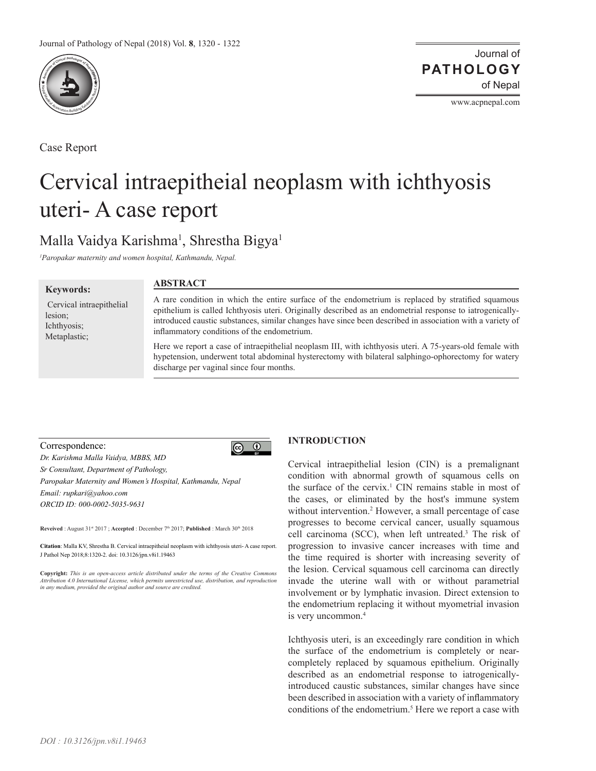Case Report

# Cervical intraepitheial neoplasm with ichthyosis uteri- A case report

Malla Vaidya Karishma[1], Shrestha Bigya[1]

*[1]Paropakar maternity and women hospital, Kathmandu, Nepal.*

**Keywords:**

Cervical intraepithelial lesion;
Ichthyosis;
Metaplastic;

## ABSTRACT

A rare condition in which the entire surface of the endometrium is replaced by stratified squamous epithelium is called Ichthyosis uteri. Originally described as an endometrial response to iatrogenically-introduced caustic substances, similar changes have since been described in association with a variety of inflammatory conditions of the endometrium.

Here we report a case of intraepithelial neoplasm III, with ichthyosis uteri. A 75-years-old female with hypetension, underwent total abdominal hysterectomy with bilateral salphingo-ophorectomy for watery discharge per vaginal since four months.

Correspondence:
*Dr. Karishma Malla Vaidya, MBBS, MD*
*Sr Consultant, Department of Pathology,*
*Paropakar Maternity and Women's Hospital, Kathmandu, Nepal*
*Email: rupkari@yahoo.com*
*ORCID ID: 000-0002-5035-9631*

**Reveived** : August 31st 2017 ; **Accepted** : December 7th 2017; **Published** : March 30th 2018

**Citation**: Malla KV, Shrestha B. Cervical intraepitheial neoplasm with ichthyosis uteri- A case report. J Pathol Nep 2018;8:1320-2. doi: 10.3126/jpn.v8i1.19463

**Copyright:** *This is an open-access article distributed under the terms of the Creative Commons Attribution 4.0 International License, which permits unrestricted use, distribution, and reproduction in any medium, provided the original author and source are credited.*

## INTRODUCTION

Cervical intraepithelial lesion (CIN) is a premalignant condition with abnormal growth of squamous cells on the surface of the cervix.[1] CIN remains stable in most of the cases, or eliminated by the host's immune system without intervention.[2] However, a small percentage of case progresses to become cervical cancer, usually squamous cell carcinoma (SCC), when left untreated.[3] The risk of progression to invasive cancer increases with time and the time required is shorter with increasing severity of the lesion. Cervical squamous cell carcinoma can directly invade the uterine wall with or without parametrial involvement or by lymphatic invasion. Direct extension to the endometrium replacing it without myometrial invasion is very uncommon.[4]

Ichthyosis uteri, is an exceedingly rare condition in which the surface of the endometrium is completely or near-completely replaced by squamous epithelium. Originally described as an endometrial response to iatrogenically-introduced caustic substances, similar changes have since been described in association with a variety of inflammatory conditions of the endometrium.[5] Here we report a case with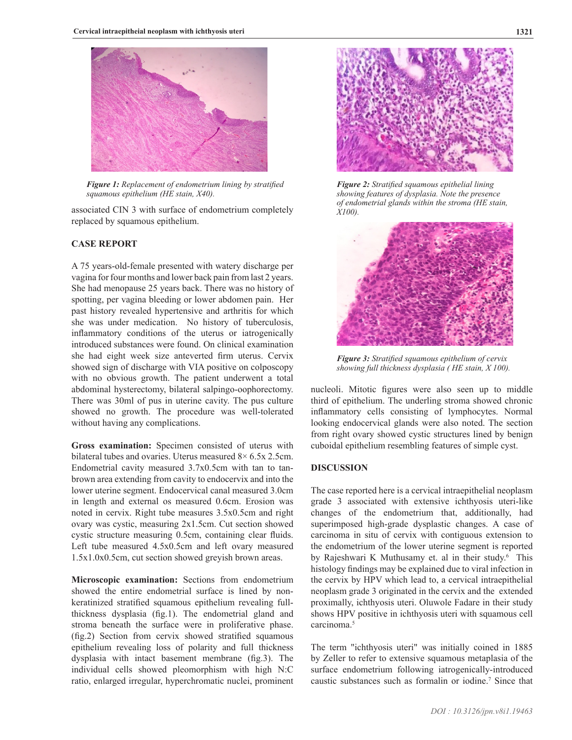*Figure 1: Replacement of endometrium lining by stratified squamous epithelium (HE stain, X40).*

associated CIN 3 with surface of endometrium completely replaced by squamous epithelium.

## CASE REPORT

A 75 years-old-female presented with watery discharge per vagina for four months and lower back pain from last 2 years. She had menopause 25 years back. There was no history of spotting, per vagina bleeding or lower abdomen pain. Her past history revealed hypertensive and arthritis for which she was under medication. No history of tuberculosis, inflammatory conditions of the uterus or iatrogenically introduced substances were found. On clinical examination she had eight week size anteverted firm uterus. Cervix showed sign of discharge with VIA positive on colposcopy with no obvious growth. The patient underwent a total abdominal hysterectomy, bilateral salpingo-oophorectomy. There was 30ml of pus in uterine cavity. The pus culture showed no growth. The procedure was well-tolerated without having any complications.

**Gross examination:** Specimen consisted of uterus with bilateral tubes and ovaries. Uterus measured 8× 6.5x 2.5cm. Endometrial cavity measured 3.7x0.5cm with tan to tan-brown area extending from cavity to endocervix and into the lower uterine segment. Endocervical canal measured 3.0cm in length and external os measured 0.6cm. Erosion was noted in cervix. Right tube measures 3.5x0.5cm and right ovary was cystic, measuring 2x1.5cm. Cut section showed cystic structure measuring 0.5cm, containing clear fluids. Left tube measured 4.5x0.5cm and left ovary measured 1.5x1.0x0.5cm, cut section showed greyish brown areas.

**Microscopic examination:** Sections from endometrium showed the entire endometrial surface is lined by non-keratinized stratified squamous epithelium revealing full-thickness dysplasia (fig.1). The endometrial gland and stroma beneath the surface were in proliferative phase. (fig.2) Section from cervix showed stratified squamous epithelium revealing loss of polarity and full thickness dysplasia with intact basement membrane (fig.3). The individual cells showed pleomorphism with high N:C ratio, enlarged irregular, hyperchromatic nuclei, prominent nucleoli. Mitotic figures were also seen up to middle third of epithelium. The underling stroma showed chronic inflammatory cells consisting of lymphocytes. Normal looking endocervical glands were also noted. The section from right ovary showed cystic structures lined by benign cuboidal epithelium resembling features of simple cyst.

*Figure 2: Stratified squamous epithelial lining showing features of dysplasia. Note the presence of endometrial glands within the stroma (HE stain, X100).*

*Figure 3: Stratified squamous epithelium of cervix showing full thickness dysplasia ( HE stain, X 100).*

## DISCUSSION

The case reported here is a cervical intraepithelial neoplasm grade 3 associated with extensive ichthyosis uteri-like changes of the endometrium that, additionally, had superimposed high-grade dysplastic changes. A case of carcinoma in situ of cervix with contiguous extension to the endometrium of the lower uterine segment is reported by Rajeshwari K Muthusamy et. al in their study.[6] This histology findings may be explained due to viral infection in the cervix by HPV which lead to, a cervical intraepithelial neoplasm grade 3 originated in the cervix and the extended proximally, ichthyosis uteri. Oluwole Fadare in their study shows HPV positive in ichthyosis uteri with squamous cell carcinoma.[5]

The term "ichthyosis uteri" was initially coined in 1885 by Zeller to refer to extensive squamous metaplasia of the surface endometrium following iatrogenically-introduced caustic substances such as formalin or iodine.[7] Since that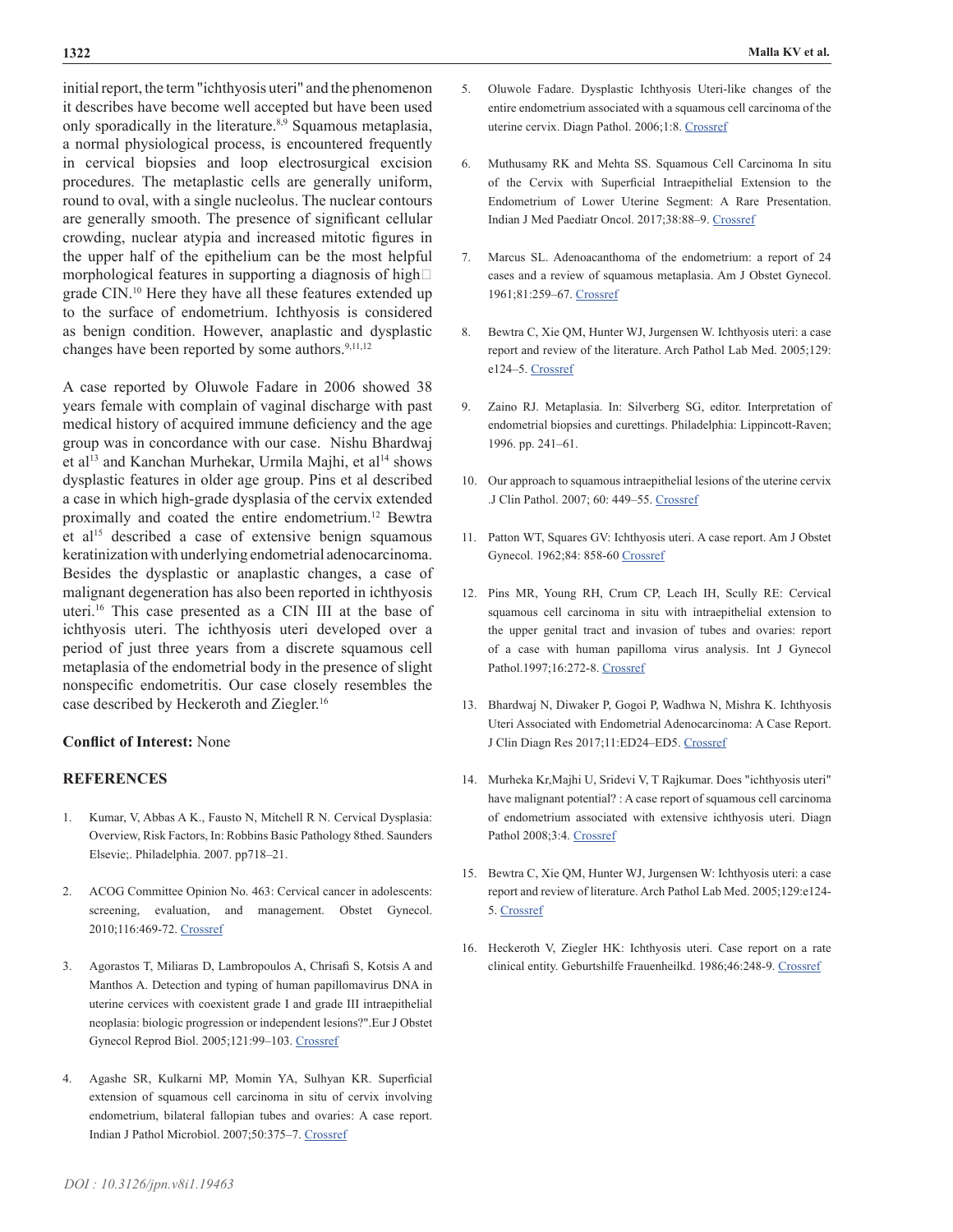initial report, the term "ichthyosis uteri" and the phenomenon it describes have become well accepted but have been used only sporadically in the literature.[8,9] Squamous metaplasia, a normal physiological process, is encountered frequently in cervical biopsies and loop electrosurgical excision procedures. The metaplastic cells are generally uniform, round to oval, with a single nucleolus. The nuclear contours are generally smooth. The presence of significant cellular crowding, nuclear atypia and increased mitotic figures in the upper half of the epithelium can be the most helpful morphological features in supporting a diagnosis of high grade CIN.[10] Here they have all these features extended up to the surface of endometrium. Ichthyosis is considered as benign condition. However, anaplastic and dysplastic changes have been reported by some authors.[9,11,12]

A case reported by Oluwole Fadare in 2006 showed 38 years female with complain of vaginal discharge with past medical history of acquired immune deficiency and the age group was in concordance with our case. Nishu Bhardwaj et al[13] and Kanchan Murhekar, Urmila Majhi, et al[14] shows dysplastic features in older age group. Pins et al described a case in which high-grade dysplasia of the cervix extended proximally and coated the entire endometrium.[12] Bewtra et al[15] described a case of extensive benign squamous keratinization with underlying endometrial adenocarcinoma. Besides the dysplastic or anaplastic changes, a case of malignant degeneration has also been reported in ichthyosis uteri.[16] This case presented as a CIN III at the base of ichthyosis uteri. The ichthyosis uteri developed over a period of just three years from a discrete squamous cell metaplasia of the endometrial body in the presence of slight nonspecific endometritis. Our case closely resembles the case described by Heckeroth and Ziegler.[16]

**Conflict of Interest:** None

## REFERENCES

1. Kumar, V, Abbas A K., Fausto N, Mitchell R N. Cervical Dysplasia: Overview, Risk Factors, In: Robbins Basic Pathology 8thed. Saunders Elsevie;. Philadelphia. 2007. pp718–21.
2. ACOG Committee Opinion No. 463: Cervical cancer in adolescents: screening, evaluation, and management. Obstet Gynecol. 2010;116:469-72. Crossref
3. Agorastos T, Miliaras D, Lambropoulos A, Chrisafi S, Kotsis A and Manthos A. Detection and typing of human papillomavirus DNA in uterine cervices with coexistent grade I and grade III intraepithelial neoplasia: biologic progression or independent lesions?".Eur J Obstet Gynecol Reprod Biol. 2005;121:99–103. Crossref
4. Agashe SR, Kulkarni MP, Momin YA, Sulhyan KR. Superficial extension of squamous cell carcinoma in situ of cervix involving endometrium, bilateral fallopian tubes and ovaries: A case report. Indian J Pathol Microbiol. 2007;50:375–7. Crossref
5. Oluwole Fadare. Dysplastic Ichthyosis Uteri-like changes of the entire endometrium associated with a squamous cell carcinoma of the uterine cervix. Diagn Pathol. 2006;1:8. Crossref
6. Muthusamy RK and Mehta SS. Squamous Cell Carcinoma In situ of the Cervix with Superficial Intraepithelial Extension to the Endometrium of Lower Uterine Segment: A Rare Presentation. Indian J Med Paediatr Oncol. 2017;38:88–9. Crossref
7. Marcus SL. Adenoacanthoma of the endometrium: a report of 24 cases and a review of squamous metaplasia. Am J Obstet Gynecol. 1961;81:259–67. Crossref
8. Bewtra C, Xie QM, Hunter WJ, Jurgensen W. Ichthyosis uteri: a case report and review of the literature. Arch Pathol Lab Med. 2005;129: e124–5. Crossref
9. Zaino RJ. Metaplasia. In: Silverberg SG, editor. Interpretation of endometrial biopsies and curettings. Philadelphia: Lippincott-Raven; 1996. pp. 241–61.
10. Our approach to squamous intraepithelial lesions of the uterine cervix .J Clin Pathol. 2007; 60: 449–55. Crossref
11. Patton WT, Squares GV: Ichthyosis uteri. A case report. Am J Obstet Gynecol. 1962;84: 858-60 Crossref
12. Pins MR, Young RH, Crum CP, Leach IH, Scully RE: Cervical squamous cell carcinoma in situ with intraepithelial extension to the upper genital tract and invasion of tubes and ovaries: report of a case with human papilloma virus analysis. Int J Gynecol Pathol.1997;16:272-8. Crossref
13. Bhardwaj N, Diwaker P, Gogoi P, Wadhwa N, Mishra K. Ichthyosis Uteri Associated with Endometrial Adenocarcinoma: A Case Report. J Clin Diagn Res 2017;11:ED24–ED5. Crossref
14. Murheka Kr,Majhi U, Sridevi V, T Rajkumar. Does "ichthyosis uteri" have malignant potential? : A case report of squamous cell carcinoma of endometrium associated with extensive ichthyosis uteri. Diagn Pathol 2008;3:4. Crossref
15. Bewtra C, Xie QM, Hunter WJ, Jurgensen W: Ichthyosis uteri: a case report and review of literature. Arch Pathol Lab Med. 2005;129:e124-5. Crossref
16. Heckeroth V, Ziegler HK: Ichthyosis uteri. Case report on a rate clinical entity. Geburtshilfe Frauenheilkd. 1986;46:248-9. Crossref